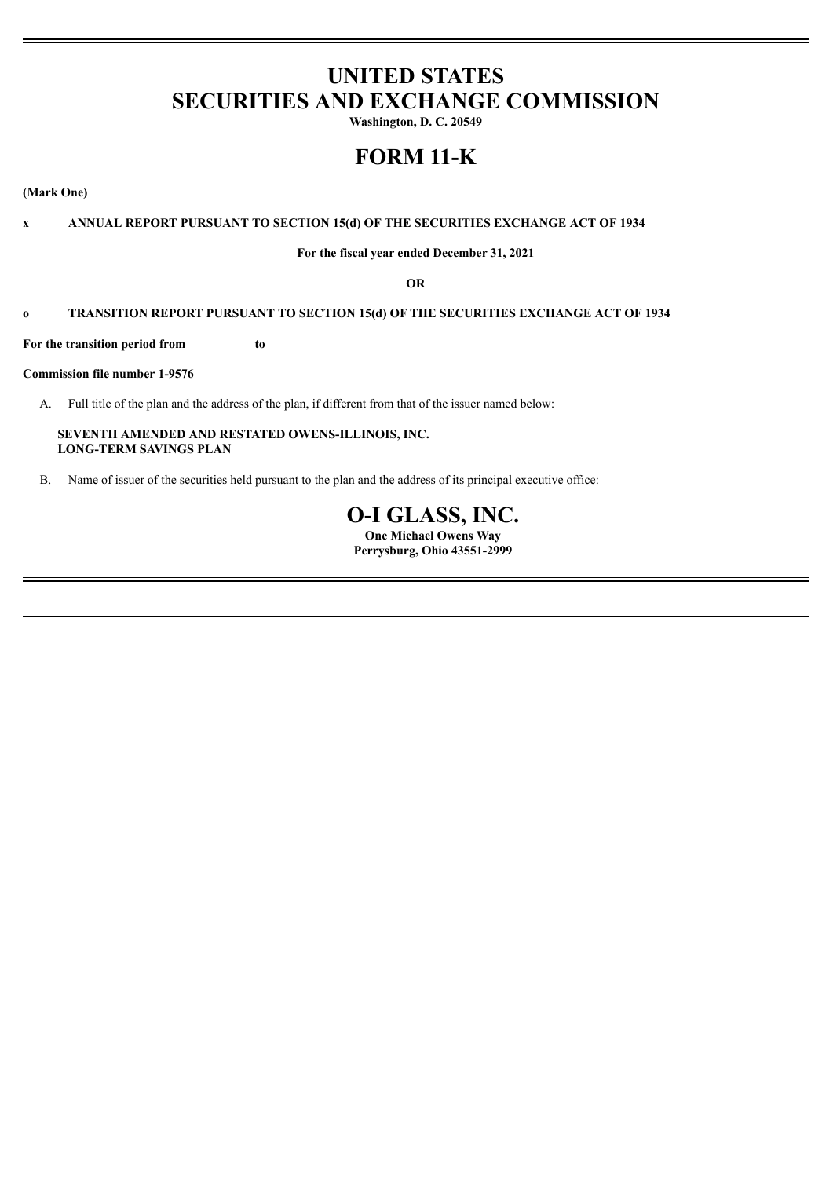# UNITED STATES
# SECURITIES AND EXCHANGE COMMISSION

**Washington, D. C. 20549**

# FORM 11-K

**(Mark One)**

**x ANNUAL REPORT PURSUANT TO SECTION 15(d) OF THE SECURITIES EXCHANGE ACT OF 1934**

**For the fiscal year ended December 31, 2021**

**OR**

**o TRANSITION REPORT PURSUANT TO SECTION 15(d) OF THE SECURITIES EXCHANGE ACT OF 1934**

**For the transition period from to**

**Commission file number 1-9576**

A. Full title of the plan and the address of the plan, if different from that of the issuer named below:

**SEVENTH AMENDED AND RESTATED OWENS-ILLINOIS, INC.
LONG-TERM SAVINGS PLAN**

B. Name of issuer of the securities held pursuant to the plan and the address of its principal executive office:

# O-I GLASS, INC.

**One Michael Owens Way
Perrysburg, Ohio 43551-2999**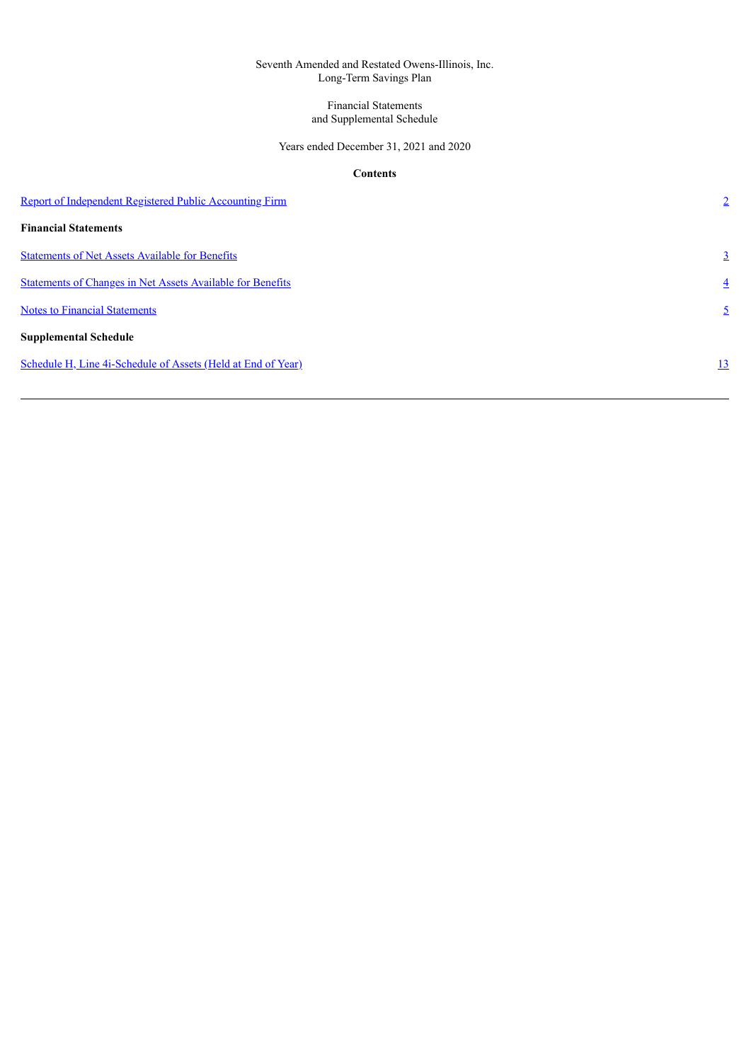Seventh Amended and Restated Owens-Illinois, Inc.
Long-Term Savings Plan

Financial Statements
and Supplemental Schedule

Years ended December 31, 2021 and 2020

**Contents**

| | |
|---|---|
| Report of Independent Registered Public Accounting Firm | 2 |
| **Financial Statements** | |
| Statements of Net Assets Available for Benefits | 3 |
| Statements of Changes in Net Assets Available for Benefits | 4 |
| Notes to Financial Statements | 5 |
| **Supplemental Schedule** | |
| Schedule H, Line 4i-Schedule of Assets (Held at End of Year) | 13 |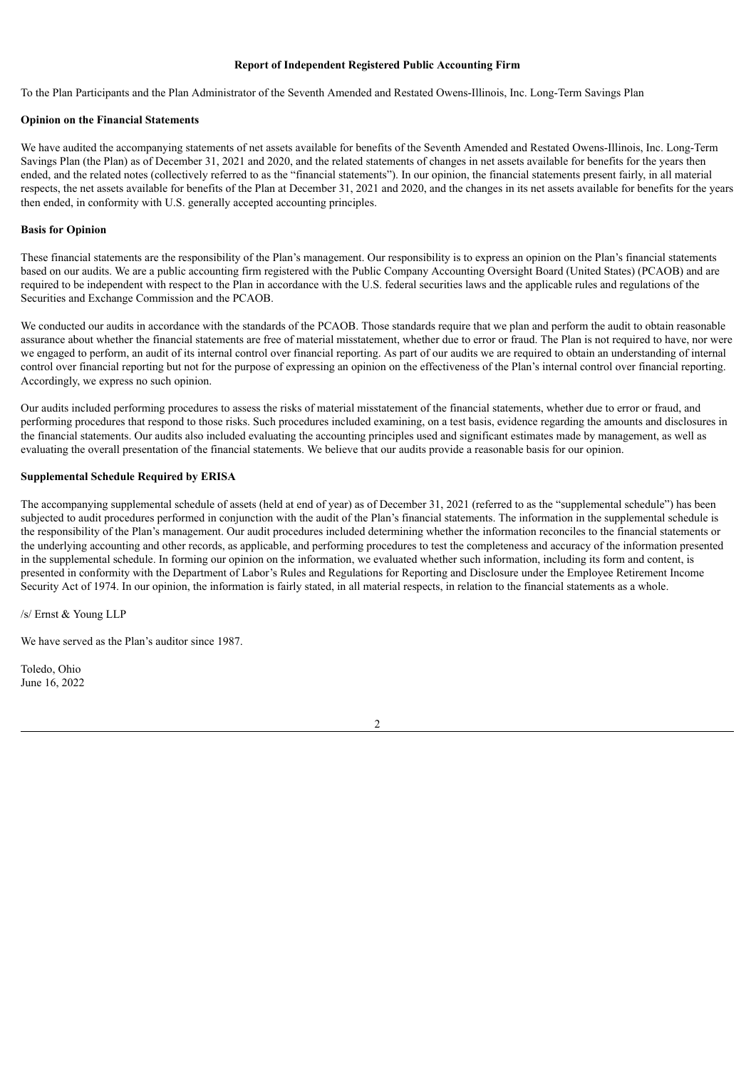## Report of Independent Registered Public Accounting Firm

To the Plan Participants and the Plan Administrator of the Seventh Amended and Restated Owens-Illinois, Inc. Long-Term Savings Plan

### Opinion on the Financial Statements

We have audited the accompanying statements of net assets available for benefits of the Seventh Amended and Restated Owens-Illinois, Inc. Long-Term Savings Plan (the Plan) as of December 31, 2021 and 2020, and the related statements of changes in net assets available for benefits for the years then ended, and the related notes (collectively referred to as the "financial statements"). In our opinion, the financial statements present fairly, in all material respects, the net assets available for benefits of the Plan at December 31, 2021 and 2020, and the changes in its net assets available for benefits for the years then ended, in conformity with U.S. generally accepted accounting principles.

### Basis for Opinion

These financial statements are the responsibility of the Plan's management. Our responsibility is to express an opinion on the Plan's financial statements based on our audits. We are a public accounting firm registered with the Public Company Accounting Oversight Board (United States) (PCAOB) and are required to be independent with respect to the Plan in accordance with the U.S. federal securities laws and the applicable rules and regulations of the Securities and Exchange Commission and the PCAOB.

We conducted our audits in accordance with the standards of the PCAOB. Those standards require that we plan and perform the audit to obtain reasonable assurance about whether the financial statements are free of material misstatement, whether due to error or fraud. The Plan is not required to have, nor were we engaged to perform, an audit of its internal control over financial reporting. As part of our audits we are required to obtain an understanding of internal control over financial reporting but not for the purpose of expressing an opinion on the effectiveness of the Plan's internal control over financial reporting. Accordingly, we express no such opinion.

Our audits included performing procedures to assess the risks of material misstatement of the financial statements, whether due to error or fraud, and performing procedures that respond to those risks. Such procedures included examining, on a test basis, evidence regarding the amounts and disclosures in the financial statements. Our audits also included evaluating the accounting principles used and significant estimates made by management, as well as evaluating the overall presentation of the financial statements. We believe that our audits provide a reasonable basis for our opinion.

### Supplemental Schedule Required by ERISA

The accompanying supplemental schedule of assets (held at end of year) as of December 31, 2021 (referred to as the "supplemental schedule") has been subjected to audit procedures performed in conjunction with the audit of the Plan's financial statements. The information in the supplemental schedule is the responsibility of the Plan's management. Our audit procedures included determining whether the information reconciles to the financial statements or the underlying accounting and other records, as applicable, and performing procedures to test the completeness and accuracy of the information presented in the supplemental schedule. In forming our opinion on the information, we evaluated whether such information, including its form and content, is presented in conformity with the Department of Labor's Rules and Regulations for Reporting and Disclosure under the Employee Retirement Income Security Act of 1974. In our opinion, the information is fairly stated, in all material respects, in relation to the financial statements as a whole.

/s/ Ernst & Young LLP

We have served as the Plan's auditor since 1987.

Toledo, Ohio
June 16, 2022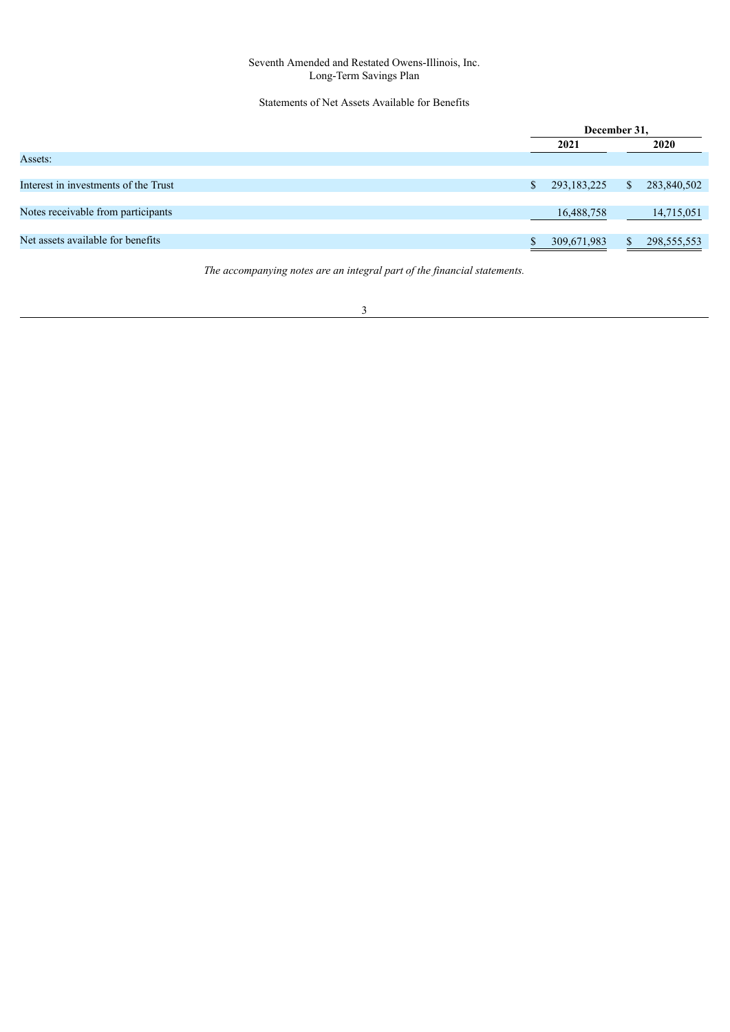Seventh Amended and Restated Owens-Illinois, Inc.
Long-Term Savings Plan

## Statements of Net Assets Available for Benefits

| | December 31, | |
|---|---|---|
| | **2021** | **2020** |
| Assets: | | |
| Interest in investments of the Trust | $ 293,183,225 | $ 283,840,502 |
| Notes receivable from participants | 16,488,758 | 14,715,051 |
| Net assets available for benefits | $ 309,671,983 | $ 298,555,553 |

*The accompanying notes are an integral part of the financial statements.*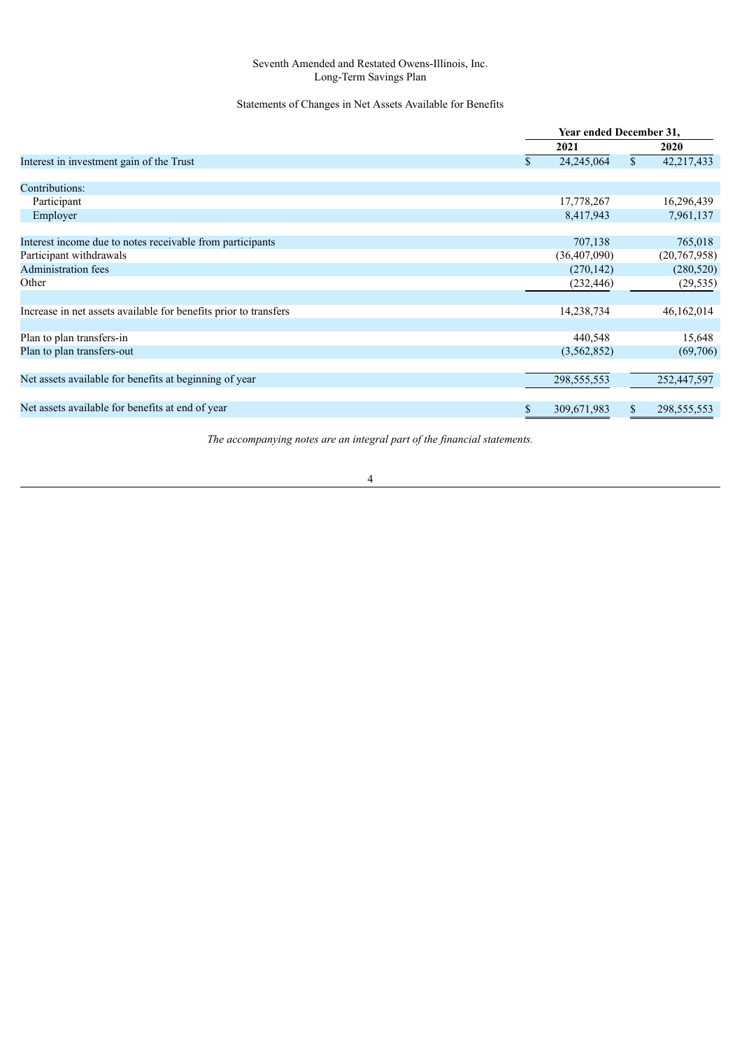Seventh Amended and Restated Owens-Illinois, Inc.
Long-Term Savings Plan

Statements of Changes in Net Assets Available for Benefits

| | Year ended December 31, | |
|---|---|---|
| | 2021 | 2020 |
| Interest in investment gain of the Trust | $ 24,245,064 | $ 42,217,433 |
| Contributions: | | |
| Participant | 17,778,267 | 16,296,439 |
| Employer | 8,417,943 | 7,961,137 |
| Interest income due to notes receivable from participants | 707,138 | 765,018 |
| Participant withdrawals | (36,407,090) | (20,767,958) |
| Administration fees | (270,142) | (280,520) |
| Other | (232,446) | (29,535) |
| Increase in net assets available for benefits prior to transfers | 14,238,734 | 46,162,014 |
| Plan to plan transfers-in | 440,548 | 15,648 |
| Plan to plan transfers-out | (3,562,852) | (69,706) |
| Net assets available for benefits at beginning of year | 298,555,553 | 252,447,597 |
| Net assets available for benefits at end of year | $ 309,671,983 | $ 298,555,553 |

*The accompanying notes are an integral part of the financial statements.*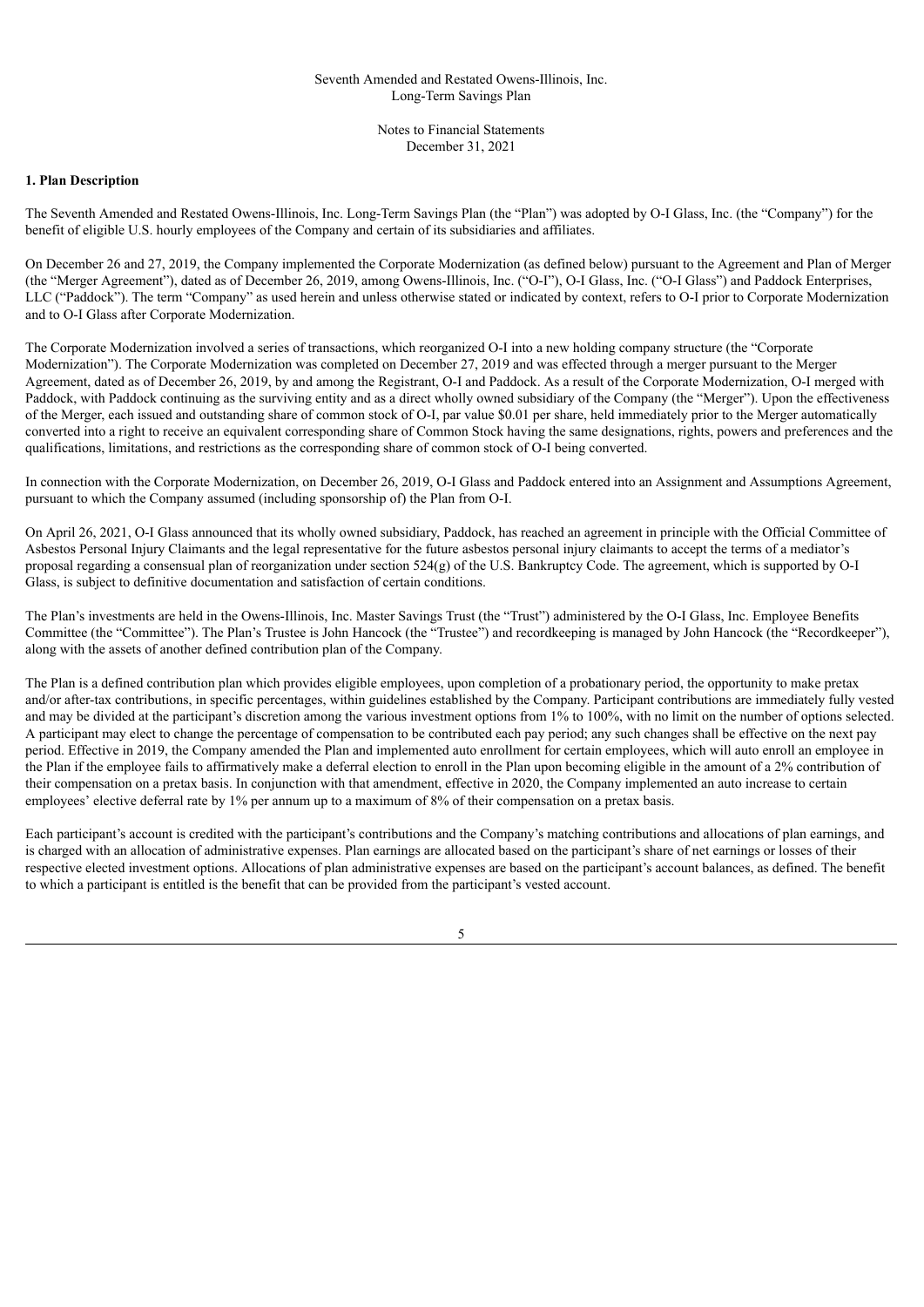Seventh Amended and Restated Owens-Illinois, Inc.
Long-Term Savings Plan

Notes to Financial Statements
December 31, 2021

### 1. Plan Description

The Seventh Amended and Restated Owens-Illinois, Inc. Long-Term Savings Plan (the "Plan") was adopted by O-I Glass, Inc. (the "Company") for the benefit of eligible U.S. hourly employees of the Company and certain of its subsidiaries and affiliates.

On December 26 and 27, 2019, the Company implemented the Corporate Modernization (as defined below) pursuant to the Agreement and Plan of Merger (the "Merger Agreement"), dated as of December 26, 2019, among Owens-Illinois, Inc. ("O-I"), O-I Glass, Inc. ("O-I Glass") and Paddock Enterprises, LLC ("Paddock"). The term "Company" as used herein and unless otherwise stated or indicated by context, refers to O-I prior to Corporate Modernization and to O-I Glass after Corporate Modernization.

The Corporate Modernization involved a series of transactions, which reorganized O-I into a new holding company structure (the "Corporate Modernization"). The Corporate Modernization was completed on December 27, 2019 and was effected through a merger pursuant to the Merger Agreement, dated as of December 26, 2019, by and among the Registrant, O-I and Paddock. As a result of the Corporate Modernization, O-I merged with Paddock, with Paddock continuing as the surviving entity and as a direct wholly owned subsidiary of the Company (the "Merger"). Upon the effectiveness of the Merger, each issued and outstanding share of common stock of O-I, par value $0.01 per share, held immediately prior to the Merger automatically converted into a right to receive an equivalent corresponding share of Common Stock having the same designations, rights, powers and preferences and the qualifications, limitations, and restrictions as the corresponding share of common stock of O-I being converted.

In connection with the Corporate Modernization, on December 26, 2019, O-I Glass and Paddock entered into an Assignment and Assumptions Agreement, pursuant to which the Company assumed (including sponsorship of) the Plan from O-I.

On April 26, 2021, O-I Glass announced that its wholly owned subsidiary, Paddock, has reached an agreement in principle with the Official Committee of Asbestos Personal Injury Claimants and the legal representative for the future asbestos personal injury claimants to accept the terms of a mediator's proposal regarding a consensual plan of reorganization under section 524(g) of the U.S. Bankruptcy Code. The agreement, which is supported by O-I Glass, is subject to definitive documentation and satisfaction of certain conditions.

The Plan's investments are held in the Owens-Illinois, Inc. Master Savings Trust (the "Trust") administered by the O-I Glass, Inc. Employee Benefits Committee (the "Committee"). The Plan's Trustee is John Hancock (the "Trustee") and recordkeeping is managed by John Hancock (the "Recordkeeper"), along with the assets of another defined contribution plan of the Company.

The Plan is a defined contribution plan which provides eligible employees, upon completion of a probationary period, the opportunity to make pretax and/or after-tax contributions, in specific percentages, within guidelines established by the Company. Participant contributions are immediately fully vested and may be divided at the participant's discretion among the various investment options from 1% to 100%, with no limit on the number of options selected. A participant may elect to change the percentage of compensation to be contributed each pay period; any such changes shall be effective on the next pay period. Effective in 2019, the Company amended the Plan and implemented auto enrollment for certain employees, which will auto enroll an employee in the Plan if the employee fails to affirmatively make a deferral election to enroll in the Plan upon becoming eligible in the amount of a 2% contribution of their compensation on a pretax basis. In conjunction with that amendment, effective in 2020, the Company implemented an auto increase to certain employees' elective deferral rate by 1% per annum up to a maximum of 8% of their compensation on a pretax basis.

Each participant's account is credited with the participant's contributions and the Company's matching contributions and allocations of plan earnings, and is charged with an allocation of administrative expenses. Plan earnings are allocated based on the participant's share of net earnings or losses of their respective elected investment options. Allocations of plan administrative expenses are based on the participant's account balances, as defined. The benefit to which a participant is entitled is the benefit that can be provided from the participant's vested account.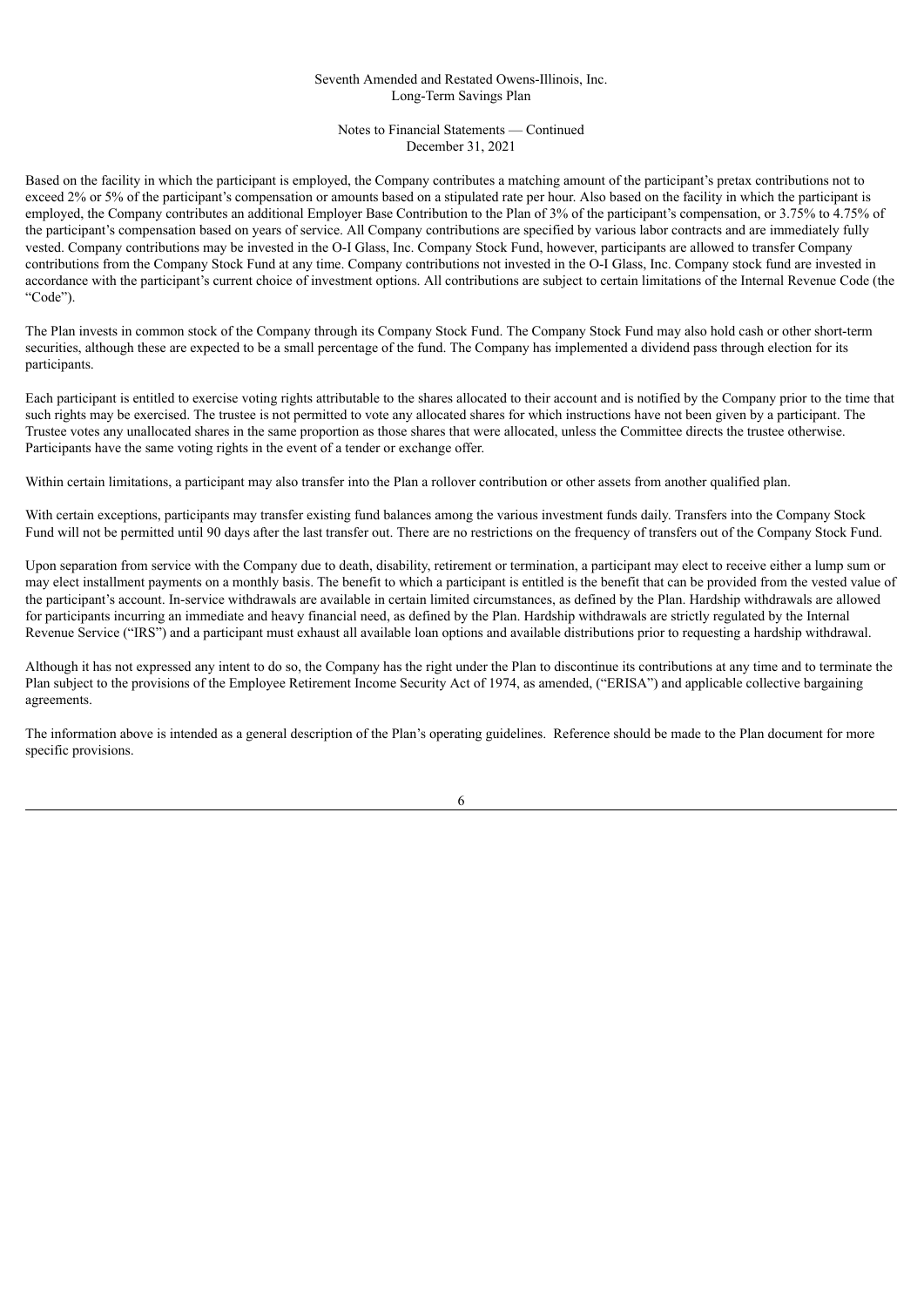Based on the facility in which the participant is employed, the Company contributes a matching amount of the participant's pretax contributions not to exceed 2% or 5% of the participant's compensation or amounts based on a stipulated rate per hour. Also based on the facility in which the participant is employed, the Company contributes an additional Employer Base Contribution to the Plan of 3% of the participant's compensation, or 3.75% to 4.75% of the participant's compensation based on years of service. All Company contributions are specified by various labor contracts and are immediately fully vested. Company contributions may be invested in the O-I Glass, Inc. Company Stock Fund, however, participants are allowed to transfer Company contributions from the Company Stock Fund at any time. Company contributions not invested in the O-I Glass, Inc. Company stock fund are invested in accordance with the participant's current choice of investment options. All contributions are subject to certain limitations of the Internal Revenue Code (the "Code").

The Plan invests in common stock of the Company through its Company Stock Fund. The Company Stock Fund may also hold cash or other short-term securities, although these are expected to be a small percentage of the fund. The Company has implemented a dividend pass through election for its participants.

Each participant is entitled to exercise voting rights attributable to the shares allocated to their account and is notified by the Company prior to the time that such rights may be exercised. The trustee is not permitted to vote any allocated shares for which instructions have not been given by a participant. The Trustee votes any unallocated shares in the same proportion as those shares that were allocated, unless the Committee directs the trustee otherwise. Participants have the same voting rights in the event of a tender or exchange offer.

Within certain limitations, a participant may also transfer into the Plan a rollover contribution or other assets from another qualified plan.

With certain exceptions, participants may transfer existing fund balances among the various investment funds daily. Transfers into the Company Stock Fund will not be permitted until 90 days after the last transfer out. There are no restrictions on the frequency of transfers out of the Company Stock Fund.

Upon separation from service with the Company due to death, disability, retirement or termination, a participant may elect to receive either a lump sum or may elect installment payments on a monthly basis. The benefit to which a participant is entitled is the benefit that can be provided from the vested value of the participant's account. In-service withdrawals are available in certain limited circumstances, as defined by the Plan. Hardship withdrawals are allowed for participants incurring an immediate and heavy financial need, as defined by the Plan. Hardship withdrawals are strictly regulated by the Internal Revenue Service ("IRS") and a participant must exhaust all available loan options and available distributions prior to requesting a hardship withdrawal.

Although it has not expressed any intent to do so, the Company has the right under the Plan to discontinue its contributions at any time and to terminate the Plan subject to the provisions of the Employee Retirement Income Security Act of 1974, as amended, ("ERISA") and applicable collective bargaining agreements.

The information above is intended as a general description of the Plan's operating guidelines. Reference should be made to the Plan document for more specific provisions.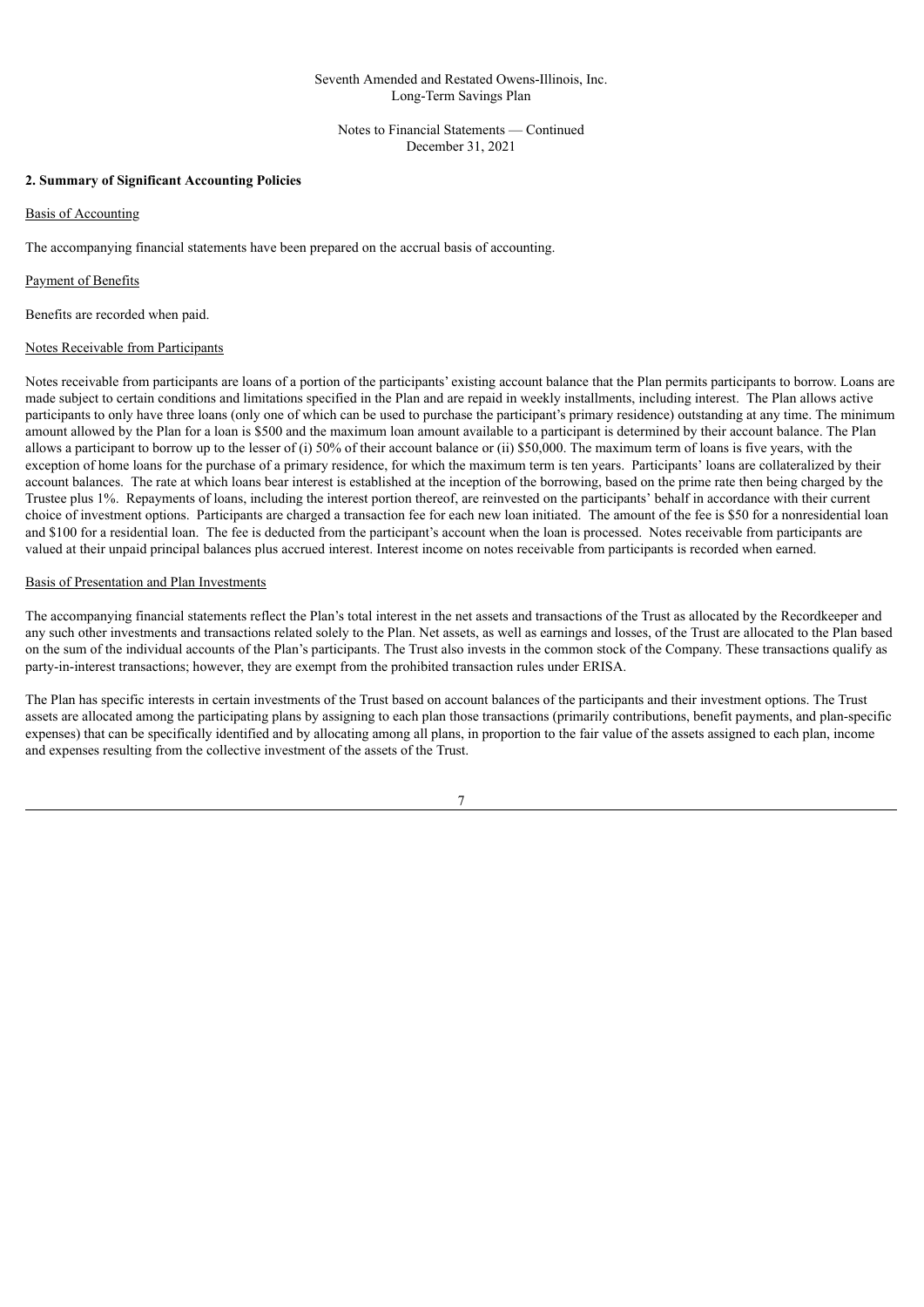## 2. Summary of Significant Accounting Policies

Basis of Accounting

The accompanying financial statements have been prepared on the accrual basis of accounting.

Payment of Benefits

Benefits are recorded when paid.

Notes Receivable from Participants

Notes receivable from participants are loans of a portion of the participants' existing account balance that the Plan permits participants to borrow. Loans are made subject to certain conditions and limitations specified in the Plan and are repaid in weekly installments, including interest. The Plan allows active participants to only have three loans (only one of which can be used to purchase the participant's primary residence) outstanding at any time. The minimum amount allowed by the Plan for a loan is $500 and the maximum loan amount available to a participant is determined by their account balance. The Plan allows a participant to borrow up to the lesser of (i) 50% of their account balance or (ii) $50,000. The maximum term of loans is five years, with the exception of home loans for the purchase of a primary residence, for which the maximum term is ten years. Participants' loans are collateralized by their account balances. The rate at which loans bear interest is established at the inception of the borrowing, based on the prime rate then being charged by the Trustee plus 1%. Repayments of loans, including the interest portion thereof, are reinvested on the participants' behalf in accordance with their current choice of investment options. Participants are charged a transaction fee for each new loan initiated. The amount of the fee is $50 for a nonresidential loan and $100 for a residential loan. The fee is deducted from the participant's account when the loan is processed. Notes receivable from participants are valued at their unpaid principal balances plus accrued interest. Interest income on notes receivable from participants is recorded when earned.

Basis of Presentation and Plan Investments

The accompanying financial statements reflect the Plan's total interest in the net assets and transactions of the Trust as allocated by the Recordkeeper and any such other investments and transactions related solely to the Plan. Net assets, as well as earnings and losses, of the Trust are allocated to the Plan based on the sum of the individual accounts of the Plan's participants. The Trust also invests in the common stock of the Company. These transactions qualify as party-in-interest transactions; however, they are exempt from the prohibited transaction rules under ERISA.

The Plan has specific interests in certain investments of the Trust based on account balances of the participants and their investment options. The Trust assets are allocated among the participating plans by assigning to each plan those transactions (primarily contributions, benefit payments, and plan-specific expenses) that can be specifically identified and by allocating among all plans, in proportion to the fair value of the assets assigned to each plan, income and expenses resulting from the collective investment of the assets of the Trust.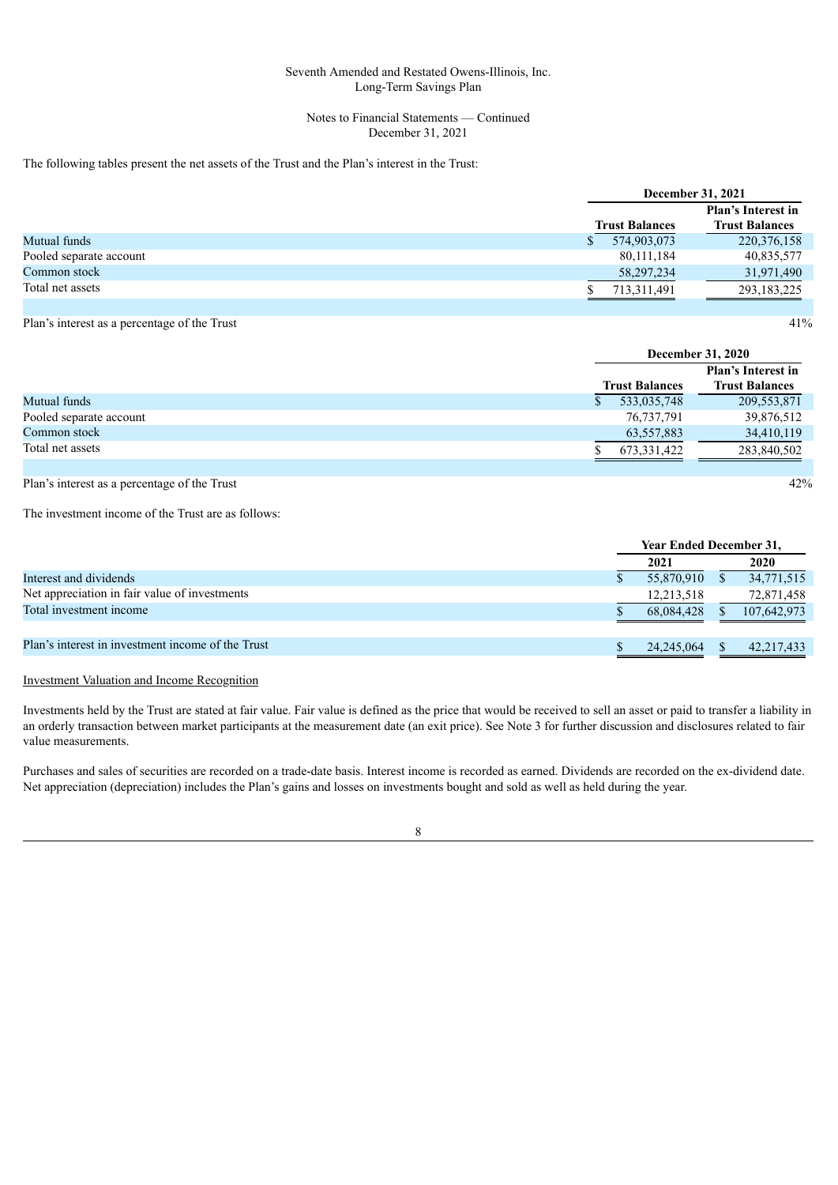The following tables present the net assets of the Trust and the Plan's interest in the Trust:

| | December 31, 2021 | |
|---|---|---|
| | Trust Balances | Plan's Interest in Trust Balances |
| Mutual funds | $ 574,903,073 | 220,376,158 |
| Pooled separate account | 80,111,184 | 40,835,577 |
| Common stock | 58,297,234 | 31,971,490 |
| Total net assets | $ 713,311,491 | 293,183,225 |
| | | |
| Plan's interest as a percentage of the Trust | | 41% |

| | December 31, 2020 | |
|---|---|---|
| | Trust Balances | Plan's Interest in Trust Balances |
| Mutual funds | $ 533,035,748 | 209,553,871 |
| Pooled separate account | 76,737,791 | 39,876,512 |
| Common stock | 63,557,883 | 34,410,119 |
| Total net assets | $ 673,331,422 | 283,840,502 |
| | | |
| Plan's interest as a percentage of the Trust | | 42% |

The investment income of the Trust are as follows:

| | Year Ended December 31, | |
|---|---|---|
| | 2021 | 2020 |
| Interest and dividends | $ 55,870,910 | $ 34,771,515 |
| Net appreciation in fair value of investments | 12,213,518 | 72,871,458 |
| Total investment income | $ 68,084,428 | $ 107,642,973 |
| | | |
| Plan's interest in investment income of the Trust | $ 24,245,064 | $ 42,217,433 |

Investment Valuation and Income Recognition

Investments held by the Trust are stated at fair value. Fair value is defined as the price that would be received to sell an asset or paid to transfer a liability in an orderly transaction between market participants at the measurement date (an exit price). See Note 3 for further discussion and disclosures related to fair value measurements.

Purchases and sales of securities are recorded on a trade-date basis. Interest income is recorded as earned. Dividends are recorded on the ex-dividend date. Net appreciation (depreciation) includes the Plan's gains and losses on investments bought and sold as well as held during the year.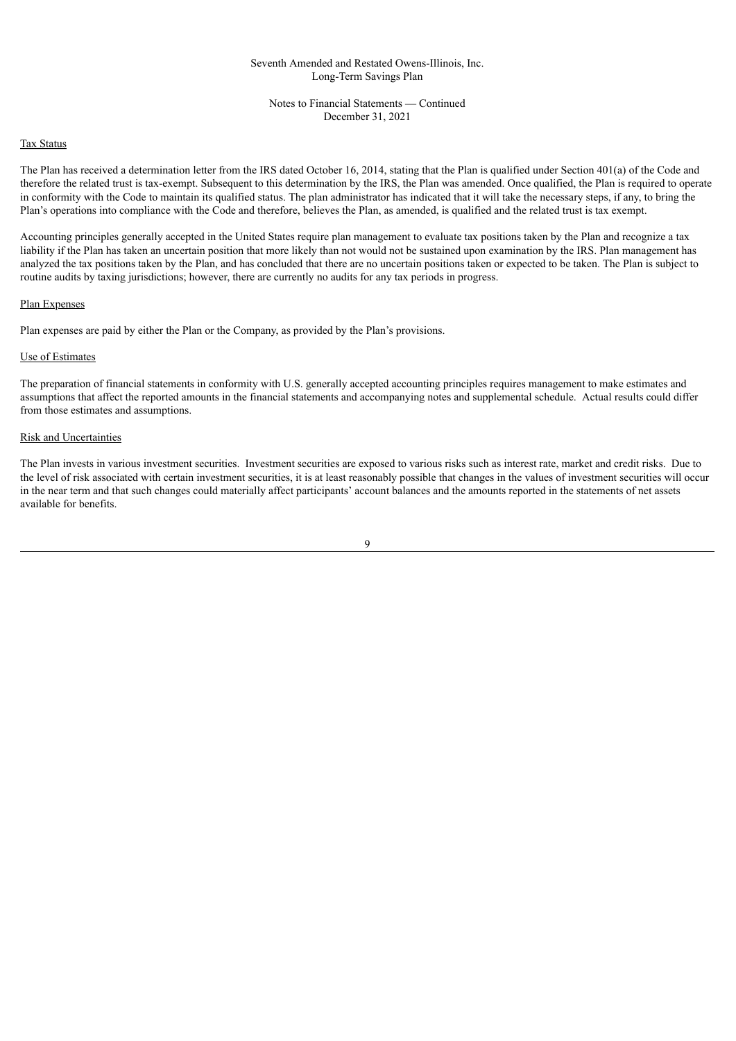Seventh Amended and Restated Owens-Illinois, Inc.
Long-Term Savings Plan

Notes to Financial Statements — Continued
December 31, 2021

Tax Status

The Plan has received a determination letter from the IRS dated October 16, 2014, stating that the Plan is qualified under Section 401(a) of the Code and therefore the related trust is tax-exempt. Subsequent to this determination by the IRS, the Plan was amended. Once qualified, the Plan is required to operate in conformity with the Code to maintain its qualified status. The plan administrator has indicated that it will take the necessary steps, if any, to bring the Plan's operations into compliance with the Code and therefore, believes the Plan, as amended, is qualified and the related trust is tax exempt.

Accounting principles generally accepted in the United States require plan management to evaluate tax positions taken by the Plan and recognize a tax liability if the Plan has taken an uncertain position that more likely than not would not be sustained upon examination by the IRS. Plan management has analyzed the tax positions taken by the Plan, and has concluded that there are no uncertain positions taken or expected to be taken. The Plan is subject to routine audits by taxing jurisdictions; however, there are currently no audits for any tax periods in progress.

Plan Expenses

Plan expenses are paid by either the Plan or the Company, as provided by the Plan's provisions.

Use of Estimates

The preparation of financial statements in conformity with U.S. generally accepted accounting principles requires management to make estimates and assumptions that affect the reported amounts in the financial statements and accompanying notes and supplemental schedule. Actual results could differ from those estimates and assumptions.

Risk and Uncertainties

The Plan invests in various investment securities. Investment securities are exposed to various risks such as interest rate, market and credit risks. Due to the level of risk associated with certain investment securities, it is at least reasonably possible that changes in the values of investment securities will occur in the near term and that such changes could materially affect participants' account balances and the amounts reported in the statements of net assets available for benefits.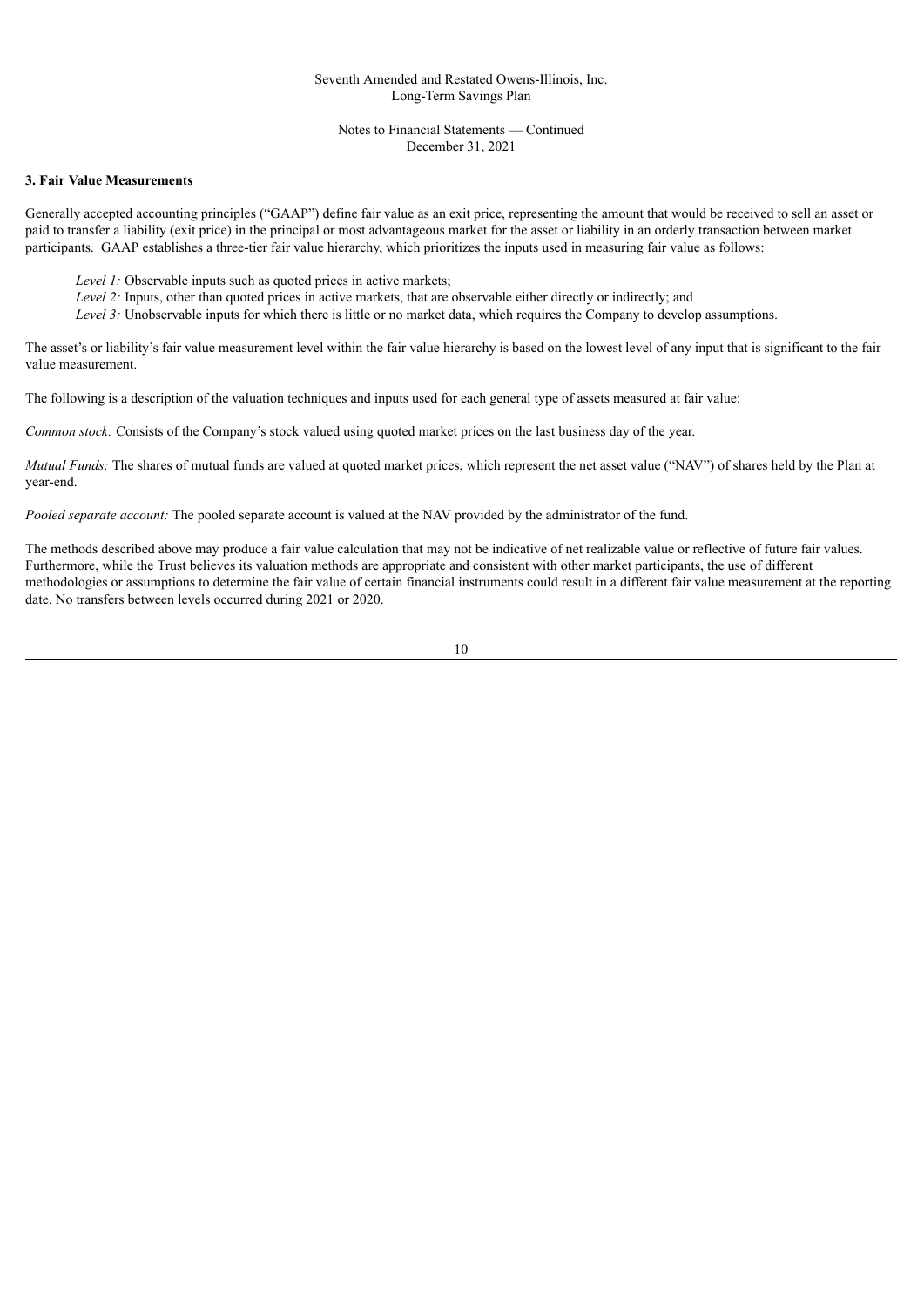### 3. Fair Value Measurements

Generally accepted accounting principles ("GAAP") define fair value as an exit price, representing the amount that would be received to sell an asset or paid to transfer a liability (exit price) in the principal or most advantageous market for the asset or liability in an orderly transaction between market participants. GAAP establishes a three-tier fair value hierarchy, which prioritizes the inputs used in measuring fair value as follows:

*Level 1:* Observable inputs such as quoted prices in active markets;
*Level 2:* Inputs, other than quoted prices in active markets, that are observable either directly or indirectly; and
*Level 3:* Unobservable inputs for which there is little or no market data, which requires the Company to develop assumptions.

The asset's or liability's fair value measurement level within the fair value hierarchy is based on the lowest level of any input that is significant to the fair value measurement.

The following is a description of the valuation techniques and inputs used for each general type of assets measured at fair value:

*Common stock:* Consists of the Company's stock valued using quoted market prices on the last business day of the year.

*Mutual Funds:* The shares of mutual funds are valued at quoted market prices, which represent the net asset value ("NAV") of shares held by the Plan at year-end.

*Pooled separate account:* The pooled separate account is valued at the NAV provided by the administrator of the fund.

The methods described above may produce a fair value calculation that may not be indicative of net realizable value or reflective of future fair values. Furthermore, while the Trust believes its valuation methods are appropriate and consistent with other market participants, the use of different methodologies or assumptions to determine the fair value of certain financial instruments could result in a different fair value measurement at the reporting date. No transfers between levels occurred during 2021 or 2020.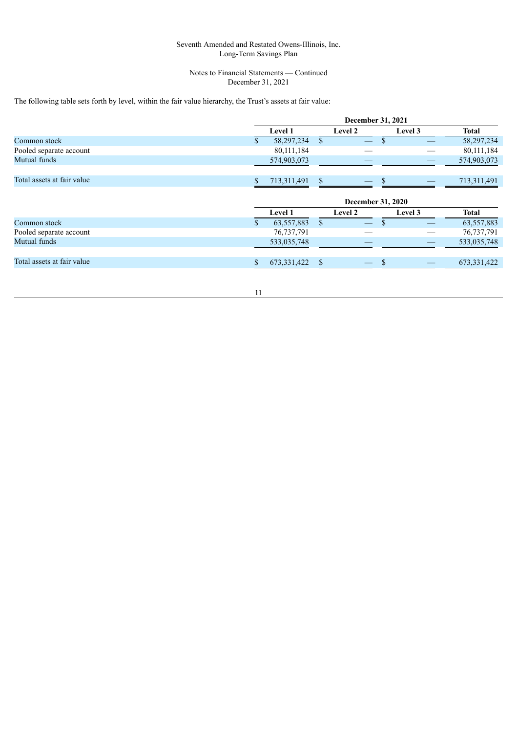Seventh Amended and Restated Owens-Illinois, Inc.
Long-Term Savings Plan

Notes to Financial Statements — Continued
December 31, 2021

The following table sets forth by level, within the fair value hierarchy, the Trust's assets at fair value:

| | December 31, 2021 | | | |
|---|---|---|---|---|
| | Level 1 | Level 2 | Level 3 | Total |
| Common stock | $ 58,297,234 | $ — | $ — | 58,297,234 |
| Pooled separate account | 80,111,184 | — | — | 80,111,184 |
| Mutual funds | 574,903,073 | — | — | 574,903,073 |
| Total assets at fair value | $ 713,311,491 | $ — | $ — | 713,311,491 |

| | December 31, 2020 | | | |
|---|---|---|---|---|
| | Level 1 | Level 2 | Level 3 | Total |
| Common stock | $ 63,557,883 | $ — | $ — | 63,557,883 |
| Pooled separate account | 76,737,791 | — | — | 76,737,791 |
| Mutual funds | 533,035,748 | — | — | 533,035,748 |
| Total assets at fair value | $ 673,331,422 | $ — | $ — | 673,331,422 |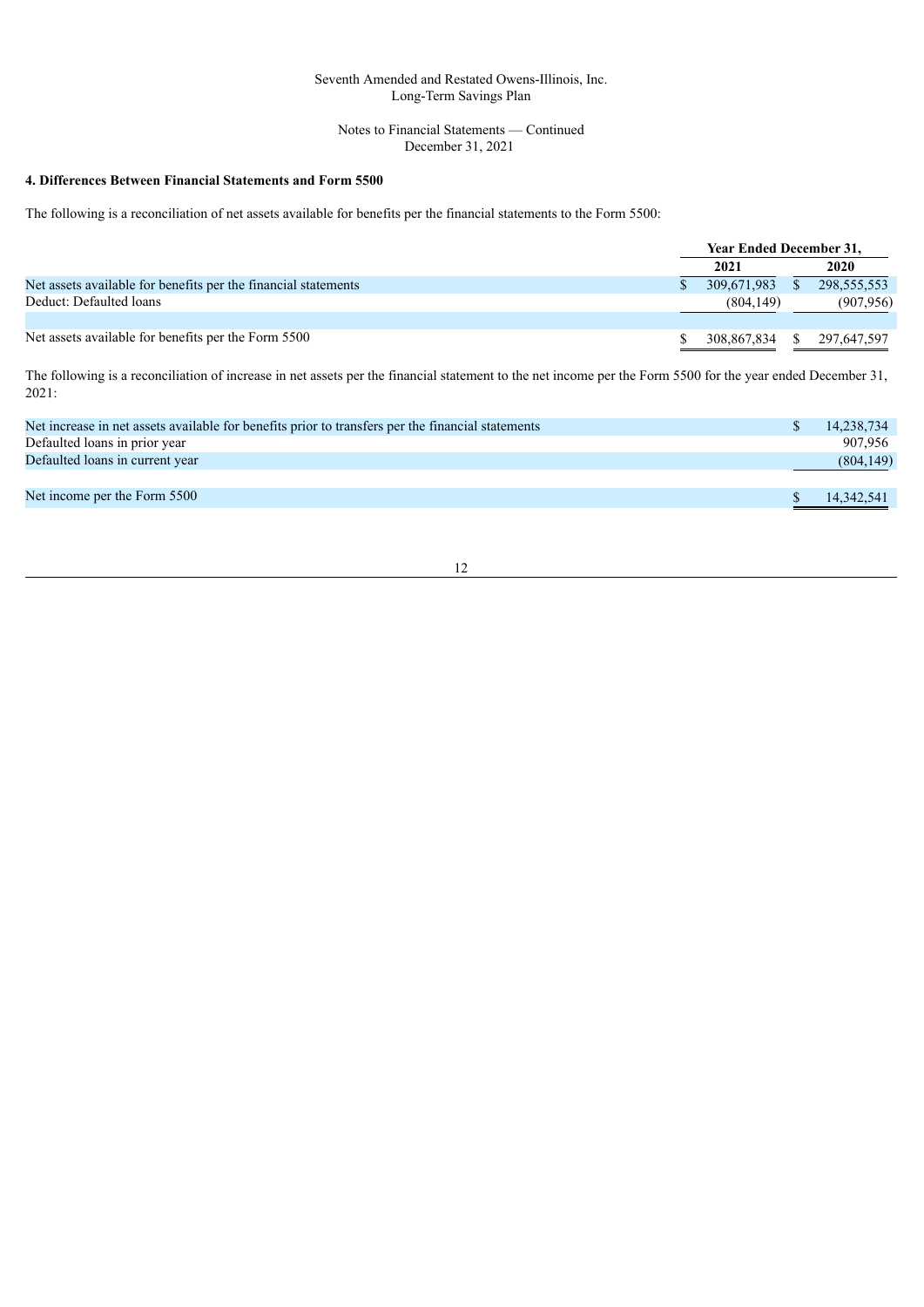Seventh Amended and Restated Owens-Illinois, Inc.
Long-Term Savings Plan

Notes to Financial Statements — Continued
December 31, 2021

**4. Differences Between Financial Statements and Form 5500**

The following is a reconciliation of net assets available for benefits per the financial statements to the Form 5500:

| | Year Ended December 31, | |
|---|---|---|
| | 2021 | 2020 |
| Net assets available for benefits per the financial statements | $ 309,671,983 | $ 298,555,553 |
| Deduct: Defaulted loans | (804,149) | (907,956) |
| Net assets available for benefits per the Form 5500 | $ 308,867,834 | $ 297,647,597 |

The following is a reconciliation of increase in net assets per the financial statement to the net income per the Form 5500 for the year ended December 31, 2021:

| | |
|---|---|
| Net increase in net assets available for benefits prior to transfers per the financial statements | $ 14,238,734 |
| Defaulted loans in prior year | 907,956 |
| Defaulted loans in current year | (804,149) |
| Net income per the Form 5500 | $ 14,342,541 |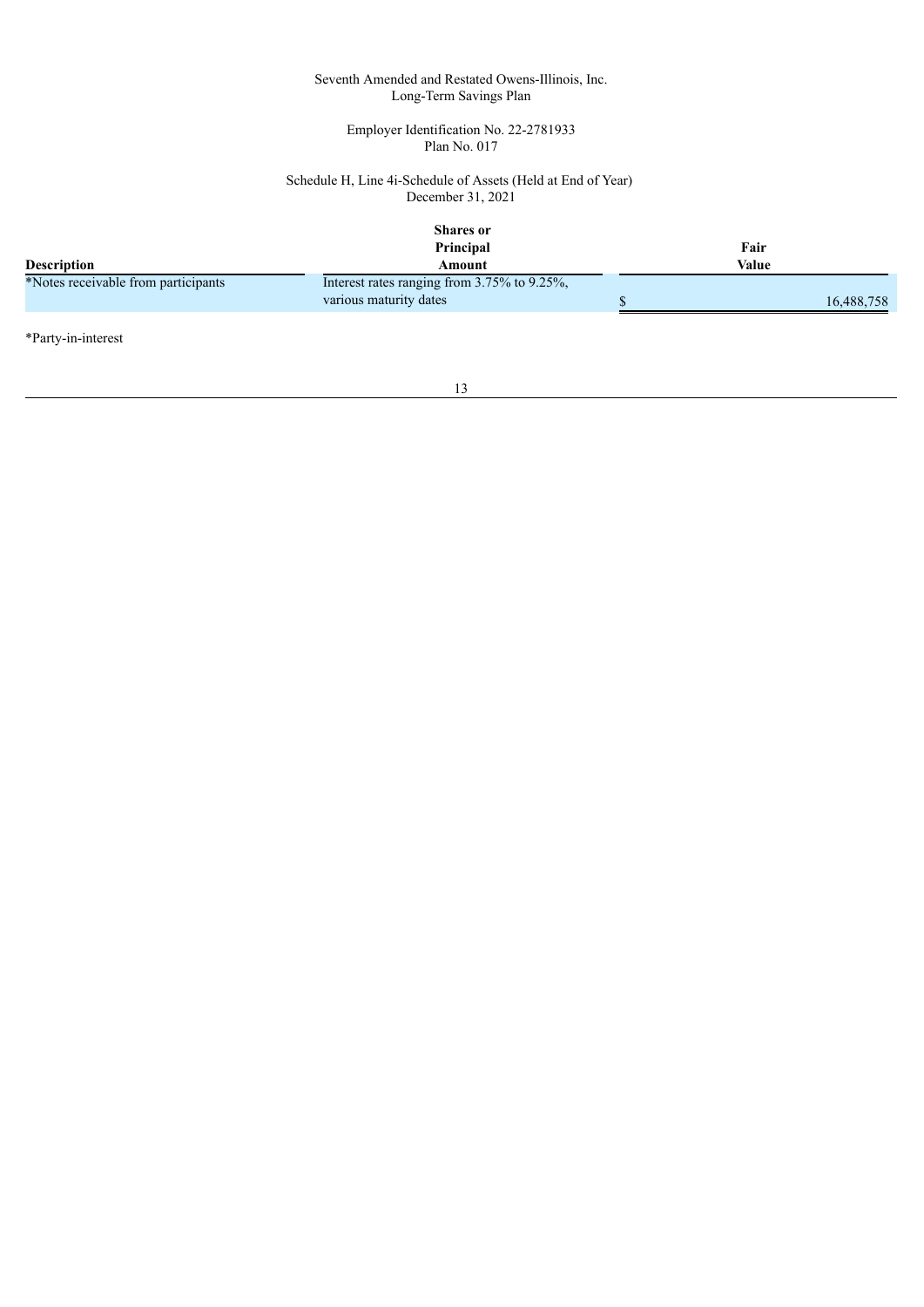Seventh Amended and Restated Owens-Illinois, Inc.
Long-Term Savings Plan

Employer Identification No. 22-2781933
Plan No. 017

Schedule H, Line 4i-Schedule of Assets (Held at End of Year)
December 31, 2021

| Description | Shares or Principal Amount | Fair Value |
|---|---|---|
| *Notes receivable from participants | Interest rates ranging from 3.75% to 9.25%, various maturity dates | $ 16,488,758 |

*Party-in-interest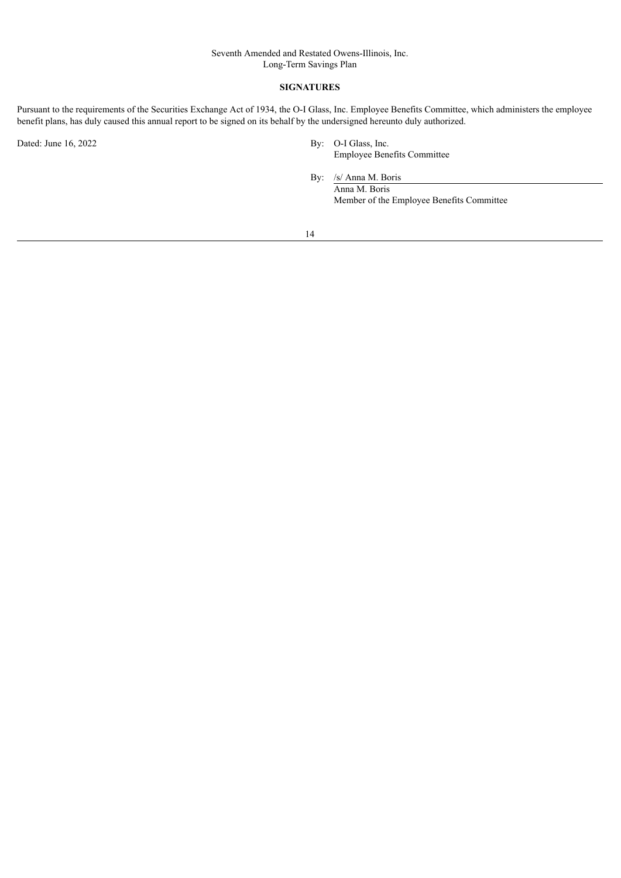Seventh Amended and Restated Owens-Illinois, Inc.
Long-Term Savings Plan

## SIGNATURES

Pursuant to the requirements of the Securities Exchange Act of 1934, the O-I Glass, Inc. Employee Benefits Committee, which administers the employee benefit plans, has duly caused this annual report to be signed on its behalf by the undersigned hereunto duly authorized.

Dated: June 16, 2022

By: O-I Glass, Inc.
Employee Benefits Committee

By: /s/ Anna M. Boris
Anna M. Boris
Member of the Employee Benefits Committee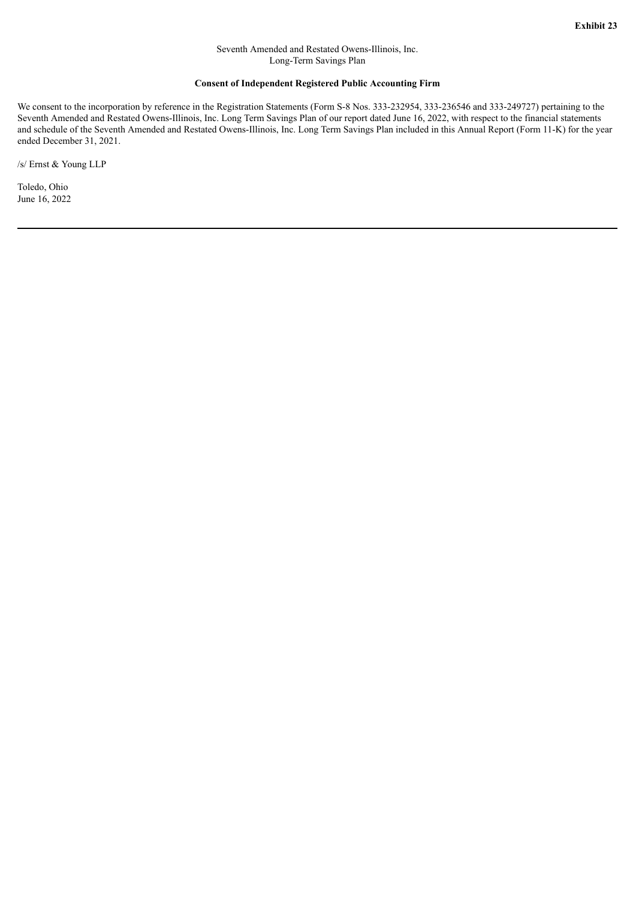**Exhibit 23**

Seventh Amended and Restated Owens-Illinois, Inc.
Long-Term Savings Plan

**Consent of Independent Registered Public Accounting Firm**

We consent to the incorporation by reference in the Registration Statements (Form S-8 Nos. 333-232954, 333-236546 and 333-249727) pertaining to the Seventh Amended and Restated Owens-Illinois, Inc. Long Term Savings Plan of our report dated June 16, 2022, with respect to the financial statements and schedule of the Seventh Amended and Restated Owens-Illinois, Inc. Long Term Savings Plan included in this Annual Report (Form 11-K) for the year ended December 31, 2021.

/s/ Ernst & Young LLP

Toledo, Ohio
June 16, 2022